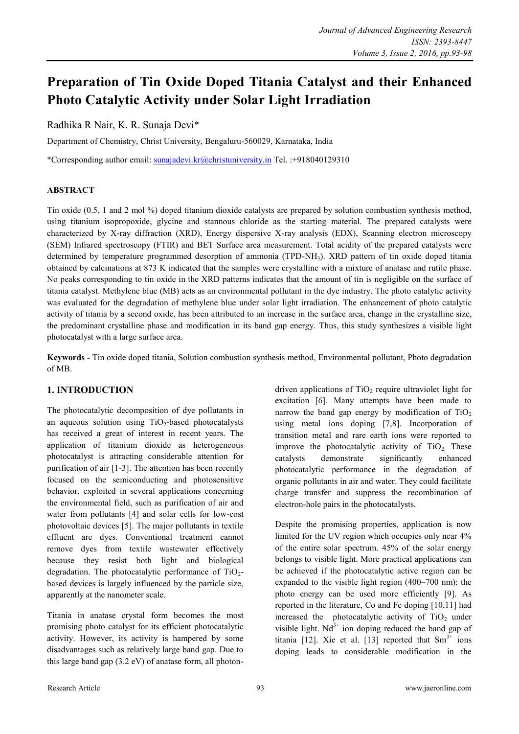# Preparation of Tin Oxide Doped Titania Catalyst and their Enhanced Photo Catalytic Activity under Solar Light Irradiation

Radhika R Nair, K. R. Sunaja Devi*

Department of Chemistry, Christ University, Bengaluru-560029, Karnataka, India

*Corresponding author email: sunajadevi.kr@christuniversity.in Tel. :+918040129310

## ABSTRACT

Tin oxide (0.5, 1 and 2 mol %) doped titanium dioxide catalysts are prepared by solution combustion synthesis method, using titanium isopropoxide, glycine and stannous chloride as the starting material. The prepared catalysts were characterized by X-ray diffraction (XRD), Energy dispersive X-ray analysis (EDX), Scanning electron microscopy (SEM) Infrared spectroscopy (FTIR) and BET Surface area measurement. Total acidity of the prepared catalysts were determined by temperature programmed desorption of ammonia (TPD-$NH_3$). XRD pattern of tin oxide doped titania obtained by calcinations at 873 K indicated that the samples were crystalline with a mixture of anatase and rutile phase. No peaks corresponding to tin oxide in the XRD patterns indicates that the amount of tin is negligible on the surface of titania catalyst. Methylene blue (MB) acts as an environmental pollutant in the dye industry. The photo catalytic activity was evaluated for the degradation of methylene blue under solar light irradiation. The enhancement of photo catalytic activity of titania by a second oxide, has been attributed to an increase in the surface area, change in the crystalline size, the predominant crystalline phase and modification in its band gap energy. Thus, this study synthesizes a visible light photocatalyst with a large surface area.

**Keywords -** Tin oxide doped titania, Solution combustion synthesis method, Environmental pollutant, Photo degradation of MB.

## 1. INTRODUCTION

The photocatalytic decomposition of dye pollutants in an aqueous solution using $TiO_2$-based photocatalysts has received a great of interest in recent years. The application of titanium dioxide as heterogeneous photocatalyst is attracting considerable attention for purification of air [1-3]. The attention has been recently focused on the semiconducting and photosensitive behavior, exploited in several applications concerning the environmental field, such as purification of air and water from pollutants [4] and solar cells for low-cost photovoltaic devices [5]. The major pollutants in textile effluent are dyes. Conventional treatment cannot remove dyes from textile wastewater effectively because they resist both light and biological degradation. The photocatalytic performance of $TiO_2$-based devices is largely influenced by the particle size, apparently at the nanometer scale.

Titania in anatase crystal form becomes the most promising photo catalyst for its efficient photocatalytic activity. However, its activity is hampered by some disadvantages such as relatively large band gap. Due to this large band gap (3.2 eV) of anatase form, all photon-driven applications of $TiO_2$ require ultraviolet light for excitation [6]. Many attempts have been made to narrow the band gap energy by modification of $TiO_2$ using metal ions doping [7,8]. Incorporation of transition metal and rare earth ions were reported to improve the photocatalytic activity of $TiO_2$. These catalysts demonstrate significantly enhanced photocatalytic performance in the degradation of organic pollutants in air and water. They could facilitate charge transfer and suppress the recombination of electron-hole pairs in the photocatalysts.

Despite the promising properties, application is now limited for the UV region which occupies only near 4% of the entire solar spectrum. 45% of the solar energy belongs to visible light. More practical applications can be achieved if the photocatalytic active region can be expanded to the visible light region (400–700 nm); the photo energy can be used more efficiently [9]. As reported in the literature, Co and Fe doping [10,11] had increased the photocatalytic activity of $TiO_2$ under visible light. $Nd^{3+}$ ion doping reduced the band gap of titania [12]. Xie et al. [13] reported that $Sm^{3+}$ ions doping leads to considerable modification in the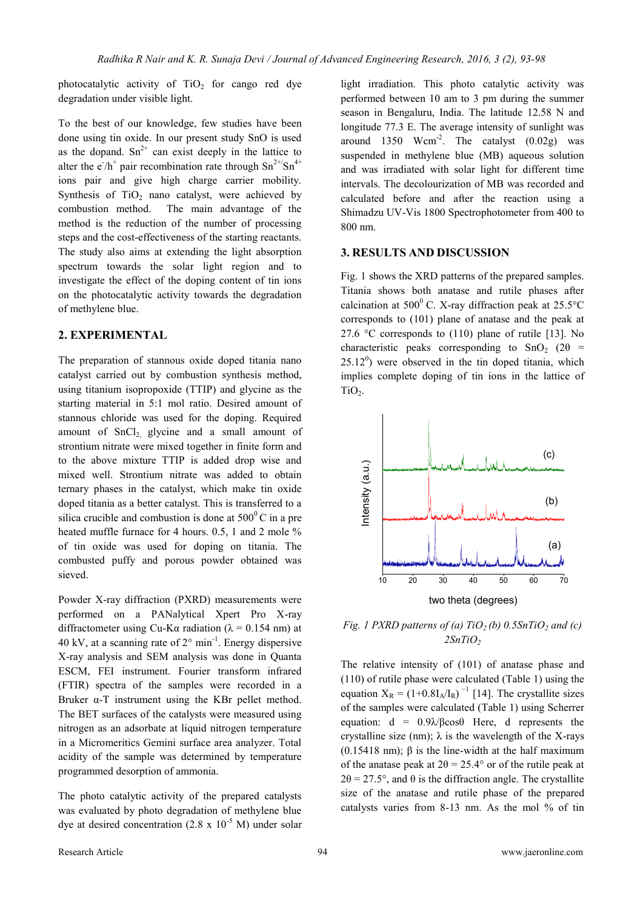photocatalytic activity of $TiO_2$ for cango red dye degradation under visible light.

To the best of our knowledge, few studies have been done using tin oxide. In our present study SnO is used as the dopand. $Sn^{2+}$ can exist deeply in the lattice to alter the $e^-/h^+$ pair recombination rate through $Sn^{2+}/Sn^{4+}$ ions pair and give high charge carrier mobility. Synthesis of $TiO_2$ nano catalyst, were achieved by combustion method. The main advantage of the method is the reduction of the number of processing steps and the cost-effectiveness of the starting reactants. The study also aims at extending the light absorption spectrum towards the solar light region and to investigate the effect of the doping content of tin ions on the photocatalytic activity towards the degradation of methylene blue.

## 2. EXPERIMENTAL

The preparation of stannous oxide doped titania nano catalyst carried out by combustion synthesis method, using titanium isopropoxide (TTIP) and glycine as the starting material in 5:1 mol ratio. Desired amount of stannous chloride was used for the doping. Required amount of $SnCl_2$, glycine and a small amount of strontium nitrate were mixed together in finite form and to the above mixture TTIP is added drop wise and mixed well. Strontium nitrate was added to obtain ternary phases in the catalyst, which make tin oxide doped titania as a better catalyst. This is transferred to a silica crucible and combustion is done at $500^0$ C in a pre heated muffle furnace for 4 hours. 0.5, 1 and 2 mole % of tin oxide was used for doping on titania. The combusted puffy and porous powder obtained was sieved.

Powder X-ray diffraction (PXRD) measurements were performed on a PANalytical Xpert Pro X-ray diffractometer using Cu-Kα radiation (λ = 0.154 nm) at 40 kV, at a scanning rate of 2° $min^{-1}$. Energy dispersive X-ray analysis and SEM analysis was done in Quanta ESCM, FEI instrument. Fourier transform infrared (FTIR) spectra of the samples were recorded in a Bruker α-T instrument using the KBr pellet method. The BET surfaces of the catalysts were measured using nitrogen as an adsorbate at liquid nitrogen temperature in a Micromeritics Gemini surface area analyzer. Total acidity of the sample was determined by temperature programmed desorption of ammonia.

The photo catalytic activity of the prepared catalysts was evaluated by photo degradation of methylene blue dye at desired concentration ($2.8 \times 10^{-5}$ M) under solar light irradiation. This photo catalytic activity was performed between 10 am to 3 pm during the summer season in Bengaluru, India. The latitude 12.58 N and longitude 77.3 E. The average intensity of sunlight was around 1350 $Wcm^{-2}$. The catalyst (0.02g) was suspended in methylene blue (MB) aqueous solution and was irradiated with solar light for different time intervals. The decolourization of MB was recorded and calculated before and after the reaction using a Shimadzu UV-Vis 1800 Spectrophotometer from 400 to 800 nm.

## 3. RESULTS AND DISCUSSION

Fig. 1 shows the XRD patterns of the prepared samples. Titania shows both anatase and rutile phases after calcination at $500^0$ C. X-ray diffraction peak at 25.5°C corresponds to (101) plane of anatase and the peak at 27.6 °C corresponds to (110) plane of rutile [13]. No characteristic peaks corresponding to $SnO_2$ ($2\theta = 25.12^0$) were observed in the tin doped titania, which implies complete doping of tin ions in the lattice of $TiO_2$.

*Fig. 1 PXRD patterns of (a) $TiO_2$ (b) $0.5SnTiO_2$ and (c) $2SnTiO_2$*

The relative intensity of (101) of anatase phase and (110) of rutile phase were calculated (Table 1) using the equation $X_R = (1+0.8I_A/I_R)^{-1}$ [14]. The crystallite sizes of the samples were calculated (Table 1) using Scherrer equation: $d = 0.9\lambda/\beta\cos\theta$ Here, d represents the crystalline size (nm); λ is the wavelength of the X-rays (0.15418 nm); β is the line-width at the half maximum of the anatase peak at 2θ = 25.4° or of the rutile peak at 2θ = 27.5°, and θ is the diffraction angle. The crystallite size of the anatase and rutile phase of the prepared catalysts varies from 8-13 nm. As the mol % of tin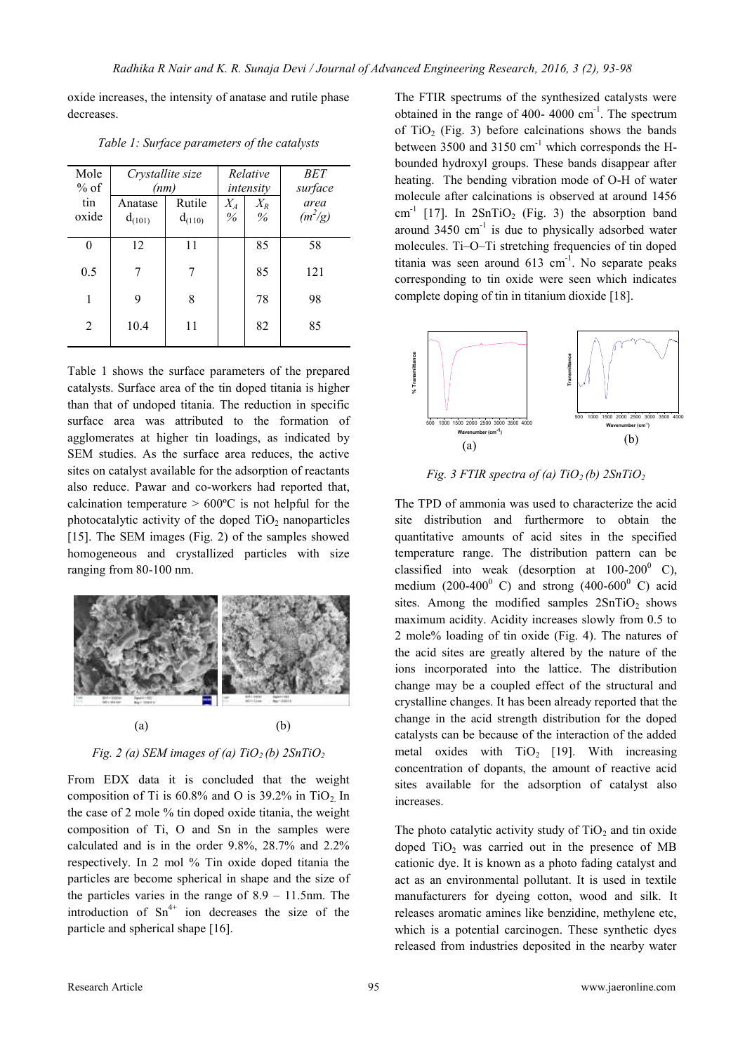oxide increases, the intensity of anatase and rutile phase decreases.

*Table 1: Surface parameters of the catalysts*

| Mole % of tin oxide | *Crystallite size (nm)* | | *Relative intensity* | | *BET surface area ($m^2/g$)* |
|---|---|---|---|---|---|
| | Anatase $d_{(101)}$ | Rutile $d_{(110)}$ | $X_A$ % | $X_R$ % | |
| 0 | 12 | 11 | | 85 | 58 |
| 0.5 | 7 | 7 | | 85 | 121 |
| 1 | 9 | 8 | | 78 | 98 |
| 2 | 10.4 | 11 | | 82 | 85 |

Table 1 shows the surface parameters of the prepared catalysts. Surface area of the tin doped titania is higher than that of undoped titania. The reduction in specific surface area was attributed to the formation of agglomerates at higher tin loadings, as indicated by SEM studies. As the surface area reduces, the active sites on catalyst available for the adsorption of reactants also reduce. Pawar and co-workers had reported that, calcination temperature > 600ºC is not helpful for the photocatalytic activity of the doped $TiO_2$ nanoparticles [15]. The SEM images (Fig. 2) of the samples showed homogeneous and crystallized particles with size ranging from 80-100 nm.

(a) (b)

*Fig. 2 (a) SEM images of (a) $TiO_2$ (b) $2SnTiO_2$*

From EDX data it is concluded that the weight composition of Ti is 60.8% and O is 39.2% in $TiO_2$. In the case of 2 mole % tin doped oxide titania, the weight composition of Ti, O and Sn in the samples were calculated and is in the order 9.8%, 28.7% and 2.2% respectively. In 2 mol % Tin oxide doped titania the particles are become spherical in shape and the size of the particles varies in the range of 8.9 – 11.5nm. The introduction of $Sn^{4+}$ ion decreases the size of the particle and spherical shape [16].

The FTIR spectrums of the synthesized catalysts were obtained in the range of 400- 4000 $cm^{-1}$. The spectrum of $TiO_2$ (Fig. 3) before calcinations shows the bands between 3500 and 3150 $cm^{-1}$ which corresponds the H-bounded hydroxyl groups. These bands disappear after heating. The bending vibration mode of O-H of water molecule after calcinations is observed at around 1456 $cm^{-1}$ [17]. In $2SnTiO_2$ (Fig. 3) the absorption band around 3450 $cm^{-1}$ is due to physically adsorbed water molecules. Ti–O–Ti stretching frequencies of tin doped titania was seen around 613 $cm^{-1}$. No separate peaks corresponding to tin oxide were seen which indicates complete doping of tin in titanium dioxide [18].

(a) (b)

*Fig. 3 FTIR spectra of (a) $TiO_2$ (b) $2SnTiO_2$*

The TPD of ammonia was used to characterize the acid site distribution and furthermore to obtain the quantitative amounts of acid sites in the specified temperature range. The distribution pattern can be classified into weak (desorption at 100-200$^0$ C), medium (200-400$^0$ C) and strong (400-600$^0$ C) acid sites. Among the modified samples $2SnTiO_2$ shows maximum acidity. Acidity increases slowly from 0.5 to 2 mole% loading of tin oxide (Fig. 4). The natures of the acid sites are greatly altered by the nature of the ions incorporated into the lattice. The distribution change may be a coupled effect of the structural and crystalline changes. It has been already reported that the change in the acid strength distribution for the doped catalysts can be because of the interaction of the added metal oxides with $TiO_2$ [19]. With increasing concentration of dopants, the amount of reactive acid sites available for the adsorption of catalyst also increases.

The photo catalytic activity study of $TiO_2$ and tin oxide doped $TiO_2$ was carried out in the presence of MB cationic dye. It is known as a photo fading catalyst and act as an environmental pollutant. It is used in textile manufacturers for dyeing cotton, wood and silk. It releases aromatic amines like benzidine, methylene etc, which is a potential carcinogen. These synthetic dyes released from industries deposited in the nearby water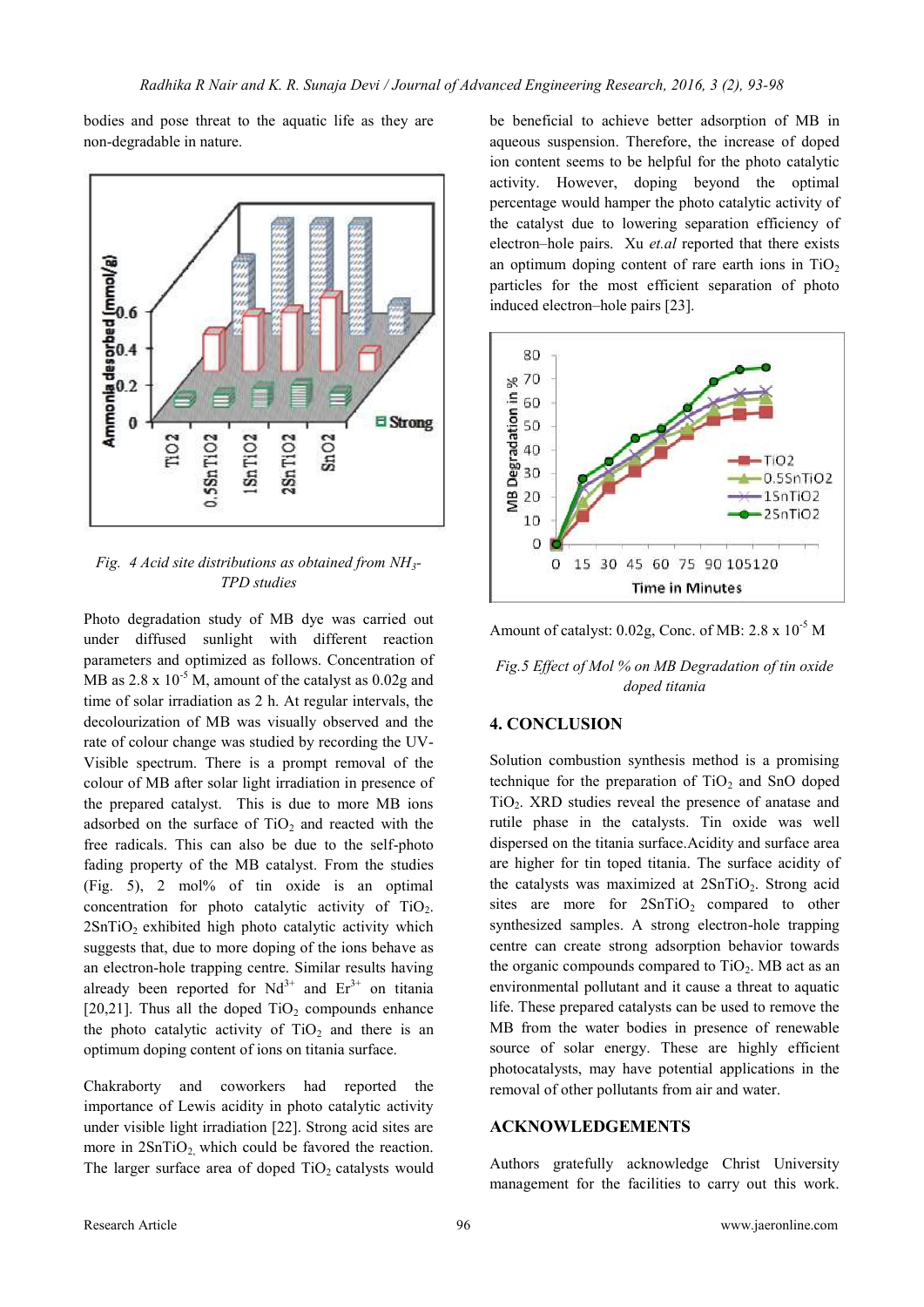bodies and pose threat to the aquatic life as they are non-degradable in nature.

*Fig. 4 Acid site distributions as obtained from $NH_3$-TPD studies*

Photo degradation study of MB dye was carried out under diffused sunlight with different reaction parameters and optimized as follows. Concentration of MB as $2.8 \times 10^{-5}$ M, amount of the catalyst as 0.02g and time of solar irradiation as 2 h. At regular intervals, the decolourization of MB was visually observed and the rate of colour change was studied by recording the UV-Visible spectrum. There is a prompt removal of the colour of MB after solar light irradiation in presence of the prepared catalyst. This is due to more MB ions adsorbed on the surface of $TiO_2$ and reacted with the free radicals. This can also be due to the self-photo fading property of the MB catalyst. From the studies (Fig. 5), 2 mol% of tin oxide is an optimal concentration for photo catalytic activity of $TiO_2$. $2SnTiO_2$ exhibited high photo catalytic activity which suggests that, due to more doping of the ions behave as an electron-hole trapping centre. Similar results having already been reported for $Nd^{3+}$ and $Er^{3+}$ on titania [20,21]. Thus all the doped $TiO_2$ compounds enhance the photo catalytic activity of $TiO_2$ and there is an optimum doping content of ions on titania surface.

Chakraborty and coworkers had reported the importance of Lewis acidity in photo catalytic activity under visible light irradiation [22]. Strong acid sites are more in $2SnTiO_2$, which could be favored the reaction. The larger surface area of doped $TiO_2$ catalysts would be beneficial to achieve better adsorption of MB in aqueous suspension. Therefore, the increase of doped ion content seems to be helpful for the photo catalytic activity. However, doping beyond the optimal percentage would hamper the photo catalytic activity of the catalyst due to lowering separation efficiency of electron–hole pairs. Xu *et.al* reported that there exists an optimum doping content of rare earth ions in $TiO_2$ particles for the most efficient separation of photo induced electron–hole pairs [23].

Amount of catalyst: 0.02g, Conc. of MB: $2.8 \times 10^{-5}$ M

*Fig.5 Effect of Mol % on MB Degradation of tin oxide doped titania*

## 4. CONCLUSION

Solution combustion synthesis method is a promising technique for the preparation of $TiO_2$ and SnO doped $TiO_2$. XRD studies reveal the presence of anatase and rutile phase in the catalysts. Tin oxide was well dispersed on the titania surface.Acidity and surface area are higher for tin toped titania. The surface acidity of the catalysts was maximized at $2SnTiO_2$. Strong acid sites are more for $2SnTiO_2$ compared to other synthesized samples. A strong electron-hole trapping centre can create strong adsorption behavior towards the organic compounds compared to $TiO_2$. MB act as an environmental pollutant and it cause a threat to aquatic life. These prepared catalysts can be used to remove the MB from the water bodies in presence of renewable source of solar energy. These are highly efficient photocatalysts, may have potential applications in the removal of other pollutants from air and water.

## ACKNOWLEDGEMENTS

Authors gratefully acknowledge Christ University management for the facilities to carry out this work.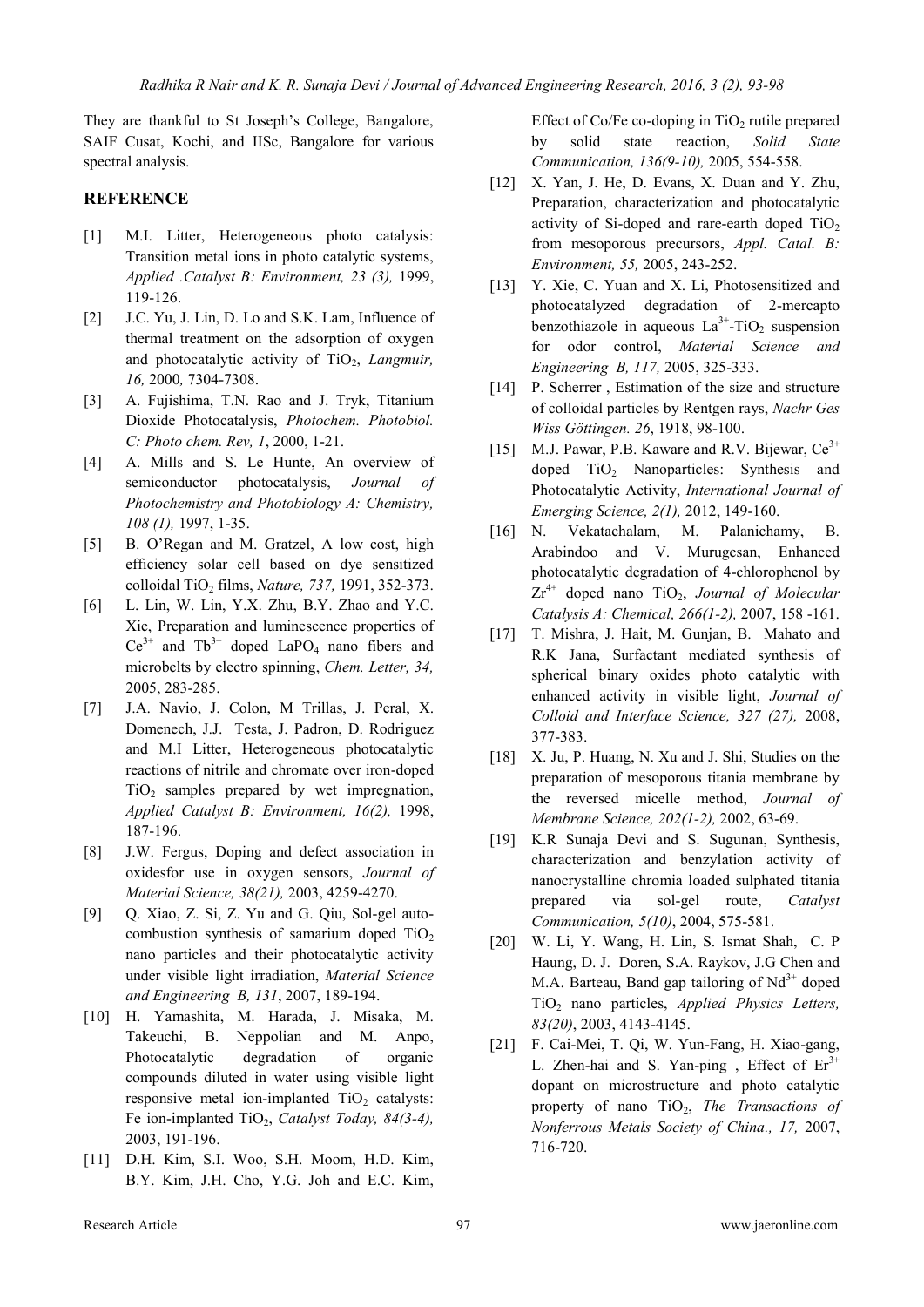They are thankful to St Joseph's College, Bangalore, SAIF Cusat, Kochi, and IISc, Bangalore for various spectral analysis.

## REFERENCE

[1] M.I. Litter, Heterogeneous photo catalysis: Transition metal ions in photo catalytic systems, *Applied .Catalyst B: Environment, 23 (3),* 1999, 119-126.

[2] J.C. Yu, J. Lin, D. Lo and S.K. Lam, Influence of thermal treatment on the adsorption of oxygen and photocatalytic activity of $TiO_2$, *Langmuir, 16,* 2000*,* 7304-7308.

[3] A. Fujishima, T.N. Rao and J. Tryk, Titanium Dioxide Photocatalysis, *Photochem. Photobiol. C: Photo chem. Rev, 1*, 2000, 1-21.

[4] A. Mills and S. Le Hunte, An overview of semiconductor photocatalysis, *Journal of Photochemistry and Photobiology A: Chemistry, 108 (1),* 1997, 1-35.

[5] B. O'Regan and M. Gratzel, A low cost, high efficiency solar cell based on dye sensitized colloidal $TiO_2$ films, *Nature, 737,* 1991, 352-373.

[6] L. Lin, W. Lin, Y.X. Zhu, B.Y. Zhao and Y.C. Xie, Preparation and luminescence properties of $Ce^{3+}$ and $Tb^{3+}$ doped $LaPO_4$ nano fibers and microbelts by electro spinning, *Chem. Letter, 34,* 2005, 283-285.

[7] J.A. Navio, J. Colon, M Trillas, J. Peral, X. Domenech, J.J. Testa, J. Padron, D. Rodriguez and M.I Litter, Heterogeneous photocatalytic reactions of nitrile and chromate over iron-doped $TiO_2$ samples prepared by wet impregnation, *Applied Catalyst B: Environment, 16(2),* 1998, 187-196.

[8] J.W. Fergus, Doping and defect association in oxidesfor use in oxygen sensors, *Journal of Material Science, 38(21),* 2003, 4259-4270.

[9] Q. Xiao, Z. Si, Z. Yu and G. Qiu, Sol-gel auto-combustion synthesis of samarium doped $TiO_2$ nano particles and their photocatalytic activity under visible light irradiation, *Material Science and Engineering B, 131*, 2007, 189-194.

[10] H. Yamashita, M. Harada, J. Misaka, M. Takeuchi, B. Neppolian and M. Anpo, Photocatalytic degradation of organic compounds diluted in water using visible light responsive metal ion-implanted $TiO_2$ catalysts: Fe ion-implanted $TiO_2$, *Catalyst Today, 84(3-4),* 2003, 191-196.

[11] D.H. Kim, S.I. Woo, S.H. Moom, H.D. Kim, B.Y. Kim, J.H. Cho, Y.G. Joh and E.C. Kim, Effect of Co/Fe co-doping in $TiO_2$ rutile prepared by solid state reaction, *Solid State Communication, 136(9-10),* 2005, 554-558.

[12] X. Yan, J. He, D. Evans, X. Duan and Y. Zhu, Preparation, characterization and photocatalytic activity of Si-doped and rare-earth doped $TiO_2$ from mesoporous precursors, *Appl. Catal. B: Environment, 55,* 2005, 243-252.

[13] Y. Xie, C. Yuan and X. Li, Photosensitized and photocatalyzed degradation of 2-mercapto benzothiazole in aqueous $La^{3+}$-$TiO_2$ suspension for odor control, *Material Science and Engineering B, 117,* 2005, 325-333.

[14] P. Scherrer , Estimation of the size and structure of colloidal particles by Rentgen rays, *Nachr Ges Wiss Göttingen. 26*, 1918, 98-100.

[15] M.J. Pawar, P.B. Kaware and R.V. Bijewar, $Ce^{3+}$ doped $TiO_2$ Nanoparticles: Synthesis and Photocatalytic Activity, *International Journal of Emerging Science, 2(1),* 2012, 149-160.

[16] N. Vekatachalam, M. Palanichamy, B. Arabindoo and V. Murugesan, Enhanced photocatalytic degradation of 4-chlorophenol by $Zr^{4+}$ doped nano $TiO_2$, *Journal of Molecular Catalysis A: Chemical, 266(1-2),* 2007, 158 -161.

[17] T. Mishra, J. Hait, M. Gunjan, B. Mahato and R.K Jana, Surfactant mediated synthesis of spherical binary oxides photo catalytic with enhanced activity in visible light, *Journal of Colloid and Interface Science, 327 (27),* 2008, 377-383.

[18] X. Ju, P. Huang, N. Xu and J. Shi, Studies on the preparation of mesoporous titania membrane by the reversed micelle method, *Journal of Membrane Science, 202(1-2),* 2002, 63-69.

[19] K.R Sunaja Devi and S. Sugunan, Synthesis, characterization and benzylation activity of nanocrystalline chromia loaded sulphated titania prepared via sol-gel route, *Catalyst Communication, 5(10)*, 2004, 575-581.

[20] W. Li, Y. Wang, H. Lin, S. Ismat Shah, C. P Haung, D. J. Doren, S.A. Raykov, J.G Chen and M.A. Barteau, Band gap tailoring of $Nd^{3+}$ doped $TiO_2$ nano particles, *Applied Physics Letters, 83(20)*, 2003, 4143-4145.

[21] F. Cai-Mei, T. Qi, W. Yun-Fang, H. Xiao-gang, L. Zhen-hai and S. Yan-ping , Effect of $Er^{3+}$ dopant on microstructure and photo catalytic property of nano $TiO_2$, *The Transactions of Nonferrous Metals Society of China., 17,* 2007, 716-720.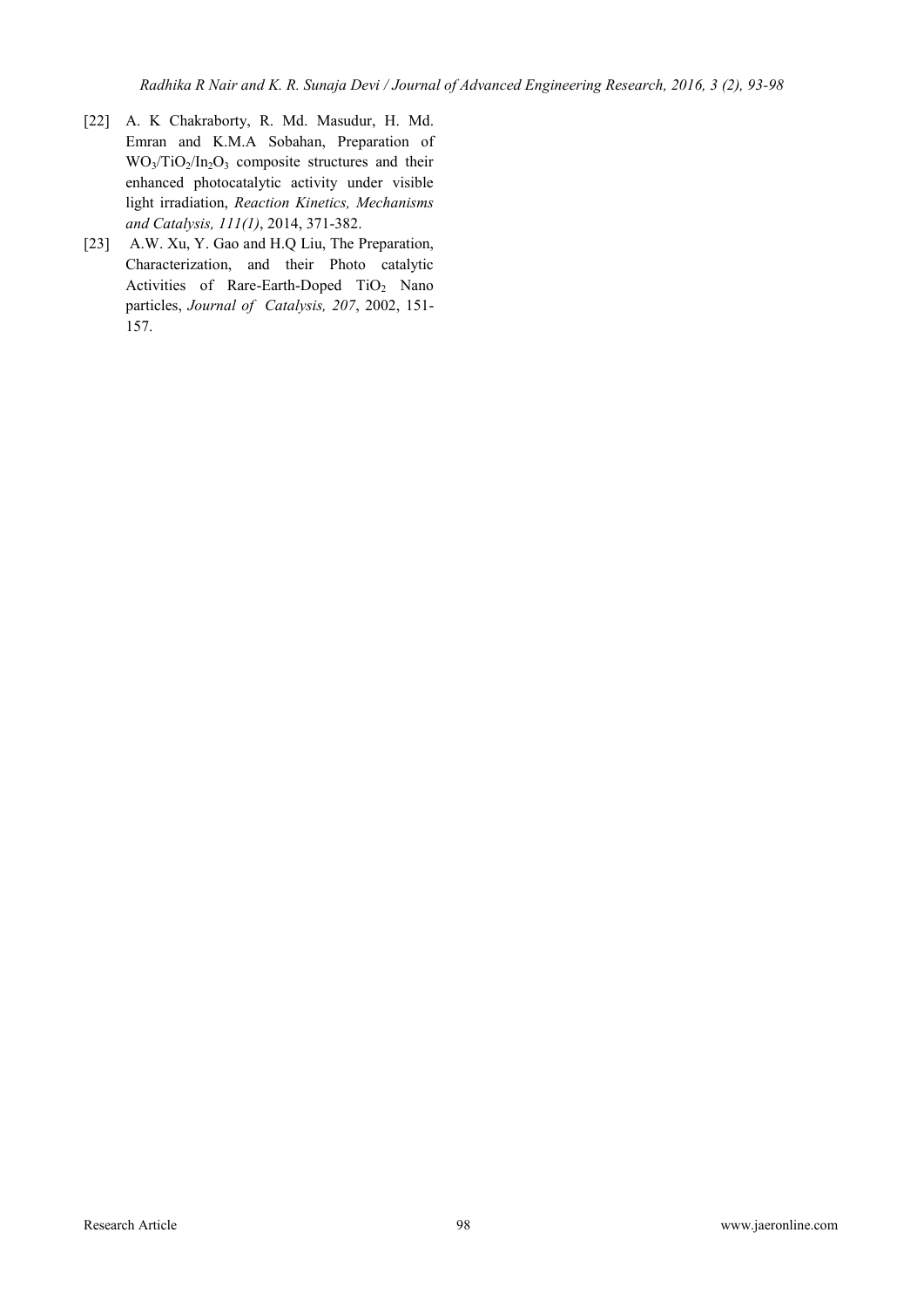[22] A. K Chakraborty, R. Md. Masudur, H. Md. Emran and K.M.A Sobahan, Preparation of $WO_3/TiO_2/In_2O_3$ composite structures and their enhanced photocatalytic activity under visible light irradiation, *Reaction Kinetics, Mechanisms and Catalysis, 111(1)*, 2014, 371-382.

[23] A.W. Xu, Y. Gao and H.Q Liu, The Preparation, Characterization, and their Photo catalytic Activities of Rare-Earth-Doped $TiO_2$ Nano particles, *Journal of Catalysis, 207*, 2002, 151-157.